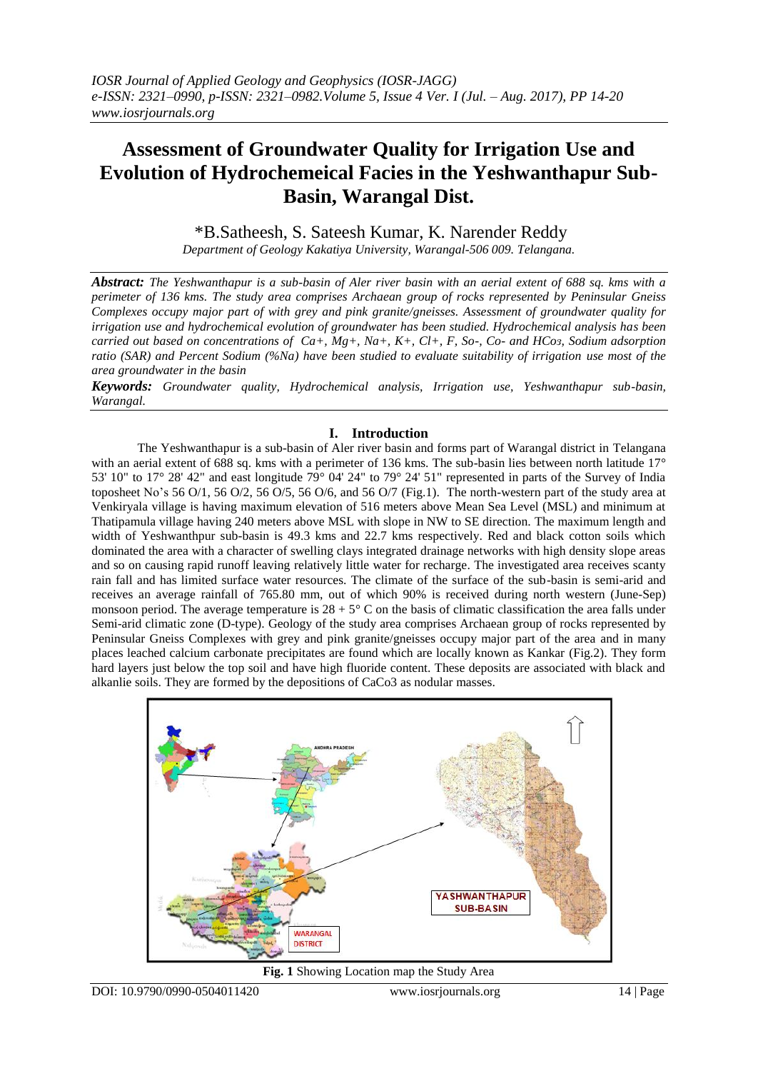# Assessment of Groundwater Quality for Irrigation Use and Evolution of Hydrochemeical Facies in the Yeshwanthapur Sub-Basin, Warangal Dist.

*B.Satheesh, S. Sateesh Kumar, K. Narender Reddy

*Department of Geology Kakatiya University, Warangal-506 009. Telangana.*

***Abstract:*** *The Yeshwanthapur is a sub-basin of Aler river basin with an aerial extent of 688 sq. kms with a perimeter of 136 kms. The study area comprises Archaean group of rocks represented by Peninsular Gneiss Complexes occupy major part of with grey and pink granite/gneisses. Assessment of groundwater quality for irrigation use and hydrochemical evolution of groundwater has been studied. Hydrochemical analysis has been carried out based on concentrations of Ca+, Mg+, Na+, K+, Cl+, F, So-, Co- and $HCo_3$, Sodium adsorption ratio (SAR) and Percent Sodium (%Na) have been studied to evaluate suitability of irrigation use most of the area groundwater in the basin*

***Keywords:*** *Groundwater quality, Hydrochemical analysis, Irrigation use, Yeshwanthapur sub-basin, Warangal.*

## I. Introduction

The Yeshwanthapur is a sub-basin of Aler river basin and forms part of Warangal district in Telangana with an aerial extent of 688 sq. kms with a perimeter of 136 kms. The sub-basin lies between north latitude 17° 53' 10" to 17° 28' 42" and east longitude 79° 04' 24" to 79° 24' 51" represented in parts of the Survey of India toposheet No's 56 O/1, 56 O/2, 56 O/5, 56 O/6, and 56 O/7 (Fig.1). The north-western part of the study area at Venkiryala village is having maximum elevation of 516 meters above Mean Sea Level (MSL) and minimum at Thatipamula village having 240 meters above MSL with slope in NW to SE direction. The maximum length and width of Yeshwanthpur sub-basin is 49.3 kms and 22.7 kms respectively. Red and black cotton soils which dominated the area with a character of swelling clays integrated drainage networks with high density slope areas and so on causing rapid runoff leaving relatively little water for recharge. The investigated area receives scanty rain fall and has limited surface water resources. The climate of the surface of the sub-basin is semi-arid and receives an average rainfall of 765.80 mm, out of which 90% is received during north western (June-Sep) monsoon period. The average temperature is 28 + 5° C on the basis of climatic classification the area falls under Semi-arid climatic zone (D-type). Geology of the study area comprises Archaean group of rocks represented by Peninsular Gneiss Complexes with grey and pink granite/gneisses occupy major part of the area and in many places leached calcium carbonate precipitates are found which are locally known as Kankar (Fig.2). They form hard layers just below the top soil and have high fluoride content. These deposits are associated with black and alkanlie soils. They are formed by the depositions of $CaCo_3$ as nodular masses.

**Fig. 1** Showing Location map the Study Area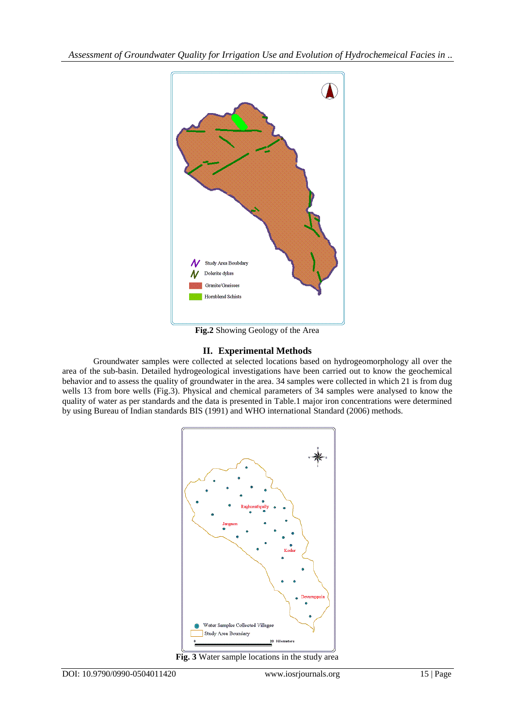**Fig.2** Showing Geology of the Area

## II. Experimental Methods

Groundwater samples were collected at selected locations based on hydrogeomorphology all over the area of the sub-basin. Detailed hydrogeological investigations have been carried out to know the geochemical behavior and to assess the quality of groundwater in the area. 34 samples were collected in which 21 is from dug wells 13 from bore wells (Fig.3). Physical and chemical parameters of 34 samples were analysed to know the quality of water as per standards and the data is presented in Table.1 major iron concentrations were determined by using Bureau of Indian standards BIS (1991) and WHO international Standard (2006) methods.

**Fig. 3** Water sample locations in the study area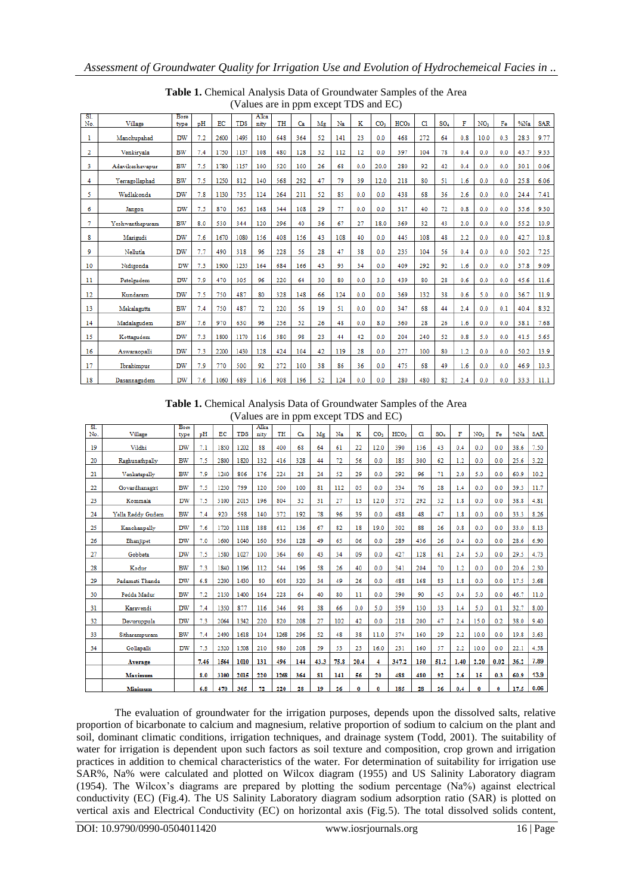**Table 1.** Chemical Analysis Data of Groundwater Samples of the Area
(Values are in ppm except TDS and EC)

| Sl. No. | Village | Bore type | pH | EC | TDS | Alkalinity | TH | Ca | Mg | Na | K | $CO_3$ | $HCO_3$ | Cl | $SO_4$ | F | $NO_3$ | Fe | %Na | SAR |
|---|---|---|---|---|---|---|---|---|---|---|---|---|---|---|---|---|---|---|---|---|
| 1 | Manchupahad | DW | 7.2 | 2600 | 1495 | 180 | 648 | 364 | 52 | 141 | 23 | 0.0 | 468 | 272 | 64 | 0.8 | 10.0 | 0.3 | 28.3 | 9.77 |
| 2 | Venkiryala | BW | 7.4 | 1750 | 1137 | 108 | 480 | 128 | 32 | 112 | 12 | 0.0 | 397 | 104 | 78 | 0.4 | 0.0 | 0.0 | 43.7 | 9.33 |
| 3 | Adavikeshavapur | BW | 7.5 | 1780 | 1157 | 100 | 520 | 100 | 26 | 68 | 0.0 | 20.0 | 280 | 92 | 42 | 0.4 | 0.0 | 0.0 | 30.1 | 0.06 |
| 4 | Yerragollaphad | BW | 7.5 | 1250 | 812 | 140 | 568 | 292 | 47 | 79 | 39 | 12.0 | 218 | 80 | 51 | 1.6 | 0.0 | 0.0 | 25.8 | 6.06 |
| 5 | Wadlakonda | DW | 7.8 | 1130 | 735 | 124 | 264 | 211 | 52 | 85 | 0.0 | 0.0 | 438 | 68 | 36 | 2.6 | 0.0 | 0.0 | 24.4 | 7.41 |
| 6 | Jangon | DW | 7.5 | 870 | 565 | 168 | 344 | 108 | 29 | 77 | 0.0 | 0.0 | 317 | 40 | 72 | 0.8 | 0.0 | 0.0 | 35.6 | 9.30 |
| 7 | Yeshwanthapuram | BW | 8.0 | 530 | 344 | 120 | 296 | 40 | 36 | 67 | 27 | 18.0 | 369 | 32 | 43 | 2.0 | 0.0 | 0.0 | 55.2 | 10.9 |
| 8 | Marigudi | DW | 7.6 | 1670 | 1080 | 156 | 408 | 156 | 43 | 108 | 40 | 0.0 | 445 | 108 | 48 | 2.2 | 0.0 | 0.0 | 42.7 | 10.8 |
| 9 | Nellutla | DW | 7.7 | 490 | 318 | 96 | 228 | 56 | 28 | 47 | 38 | 0.0 | 235 | 104 | 56 | 0.4 | 0.0 | 0.0 | 50.2 | 7.25 |
| 10 | Nidigonda | DW | 7.3 | 1900 | 1235 | 164 | 684 | 166 | 43 | 93 | 34 | 0.0 | 409 | 292 | 92 | 1.6 | 0.0 | 0.0 | 37.8 | 9.09 |
| 11 | Patelgudem | DW | 7.9 | 470 | 305 | 96 | 220 | 64 | 30 | 80 | 0.0 | 3.0 | 439 | 80 | 28 | 0.6 | 0.0 | 0.0 | 45.6 | 11.6 |
| 12 | Kundaram | DW | 7.5 | 750 | 487 | 80 | 328 | 148 | 66 | 124 | 0.0 | 0.0 | 369 | 132 | 38 | 0.6 | 5.0 | 0.0 | 36.7 | 11.9 |
| 13 | Makalagutta | BW | 7.4 | 750 | 487 | 72 | 220 | 56 | 19 | 51 | 0.0 | 0.0 | 347 | 68 | 44 | 2.4 | 0.0 | 0.1 | 40.4 | 8.32 |
| 14 | Madalagudem | BW | 7.6 | 970 | 630 | 96 | 256 | 52 | 26 | 48 | 0.0 | 8.0 | 360 | 28 | 26 | 1.6 | 0.0 | 0.0 | 38.1 | 7.68 |
| 15 | Kottagudem | DW | 7.3 | 1800 | 1170 | 116 | 380 | 98 | 23 | 44 | 42 | 0.0 | 204 | 240 | 52 | 0.8 | 5.0 | 0.0 | 41.5 | 5.65 |
| 16 | Aswaraopalli | DW | 7.3 | 2200 | 1430 | 128 | 424 | 104 | 42 | 119 | 28 | 0.0 | 277 | 100 | 80 | 1.2 | 0.0 | 0.0 | 50.2 | 13.9 |
| 17 | Ibrahimpur | DW | 7.9 | 770 | 500 | 92 | 272 | 100 | 38 | 86 | 36 | 0.0 | 475 | 68 | 49 | 1.6 | 0.0 | 0.0 | 46.9 | 10.3 |
| 18 | Dasannagudem | DW | 7.6 | 1060 | 689 | 116 | 908 | 196 | 52 | 124 | 0.0 | 0.0 | 280 | 480 | 82 | 2.4 | 0.0 | 0.0 | 33.3 | 11.1 |
| 19 | Vildhi | DW | 7.1 | 1850 | 1202 | 88 | 400 | 68 | 64 | 61 | 22 | 12.0 | 390 | 136 | 43 | 0.4 | 0.0 | 0.0 | 38.6 | 7.50 |
| 20 | Raghunathpally | BW | 7.5 | 2800 | 1820 | 132 | 416 | 328 | 44 | 72 | 56 | 0.0 | 185 | 300 | 62 | 1.2 | 0.0 | 0.0 | 25.6 | 3.22 |
| 21 | Venkatapally | BW | 7.9 | 1240 | 806 | 176 | 224 | 28 | 24 | 52 | 29 | 0.0 | 292 | 96 | 71 | 2.0 | 5.0 | 0.0 | 60.9 | 10.2 |
| 22 | Govardhanagiri | BW | 7.5 | 1230 | 799 | 120 | 500 | 100 | 81 | 112 | 05 | 0.0 | 334 | 76 | 28 | 1.4 | 0.0 | 0.0 | 39.3 | 11.7 |
| 23 | Kommala | DW | 7.5 | 3100 | 2015 | 196 | 804 | 32 | 31 | 27 | 13 | 12.0 | 372 | 292 | 32 | 1.8 | 0.0 | 0.0 | 38.8 | 4.81 |
| 24 | Yella Reddy Gudem | BW | 7.4 | 920 | 598 | 140 | 372 | 192 | 78 | 96 | 39 | 0.0 | 488 | 48 | 47 | 1.8 | 0.0 | 0.0 | 33.3 | 8.26 |
| 25 | Kanchanpally | DW | 7.6 | 1720 | 1118 | 188 | 612 | 136 | 67 | 82 | 18 | 19.0 | 302 | 88 | 26 | 0.8 | 0.0 | 0.0 | 33.0 | 8.13 |
| 26 | Ehanjipet | DW | 7.0 | 1600 | 1040 | 160 | 936 | 128 | 49 | 65 | 06 | 0.0 | 289 | 436 | 26 | 0.4 | 0.0 | 0.0 | 28.6 | 6.90 |
| 27 | Gobbeta | DW | 7.5 | 1580 | 1027 | 100 | 364 | 60 | 43 | 34 | 09 | 0.0 | 427 | 128 | 61 | 2.4 | 5.0 | 0.0 | 29.5 | 4.73 |
| 28 | Kodur | BW | 7.3 | 1840 | 1196 | 112 | 544 | 196 | 58 | 26 | 40 | 0.0 | 341 | 204 | 70 | 1.2 | 0.0 | 0.0 | 20.6 | 2.30 |
| 29 | Padamati Thanda | DW | 6.8 | 2200 | 1430 | 80 | 608 | 320 | 34 | 49 | 26 | 0.0 | 488 | 168 | 83 | 1.8 | 0.0 | 0.0 | 17.5 | 3.68 |
| 30 | Pedda Madur | BW | 7.2 | 2150 | 1400 | 164 | 228 | 64 | 40 | 80 | 11 | 0.0 | 390 | 90 | 45 | 0.4 | 5.0 | 0.0 | 46.7 | 11.0 |
| 31 | Karavendi | DW | 7.4 | 1350 | 877 | 116 | 346 | 98 | 38 | 66 | 0.0 | 5.0 | 359 | 130 | 33 | 1.4 | 5.0 | 0.1 | 32.7 | 8.00 |
| 32 | Devuruppula | DW | 7.3 | 2064 | 1342 | 220 | 820 | 208 | 27 | 102 | 42 | 0.0 | 218 | 200 | 47 | 2.4 | 15.0 | 0.2 | 38.0 | 9.40 |
| 33 | Sitharampuram | BW | 7.4 | 2490 | 1618 | 104 | 1268 | 296 | 52 | 48 | 38 | 11.0 | 374 | 160 | 29 | 2.2 | 10.0 | 0.0 | 19.8 | 3.63 |
| 34 | Gollapalli | DW | 7.3 | 2320 | 1508 | 210 | 980 | 208 | 59 | 53 | 23 | 16.0 | 231 | 160 | 57 | 2.2 | 10.0 | 0.0 | 22.1 | 4.58 |
| | **Average** | | **7.46** | **1564** | **1010** | **131** | **496** | **144** | **43.3** | **75.8** | **20.4** | **4** | **347.2** | **150** | **51.2** | **1.40** | **2.20** | **0.02** | **36.2** | **7.89** |
| | **Maximum** | | **8.0** | **3100** | **2015** | **220** | **1268** | **364** | **81** | **141** | **56** | **20** | **488** | **480** | **92** | **2.6** | **15** | **0.3** | **60.9** | **13.9** |
| | **Minimum** | | **6.8** | **470** | **305** | **72** | **220** | **28** | **19** | **26** | **0** | **0** | **185** | **28** | **26** | **0.4** | **0** | **0** | **17.5** | **0.06** |

The evaluation of groundwater for the irrigation purposes, depends upon the dissolved salts, relative proportion of bicarbonate to calcium and magnesium, relative proportion of sodium to calcium on the plant and soil, dominant climatic conditions, irrigation techniques, and drainage system (Todd, 2001). The suitability of water for irrigation is dependent upon such factors as soil texture and composition, crop grown and irrigation practices in addition to chemical characteristics of the water. For determination of suitability for irrigation use SAR%, Na% were calculated and plotted on Wilcox diagram (1955) and US Salinity Laboratory diagram (1954). The Wilcox's diagrams are prepared by plotting the sodium percentage (Na%) against electrical conductivity (EC) (Fig.4). The US Salinity Laboratory diagram sodium adsorption ratio (SAR) is plotted on vertical axis and Electrical Conductivity (EC) on horizontal axis (Fig.5). The total dissolved solids content,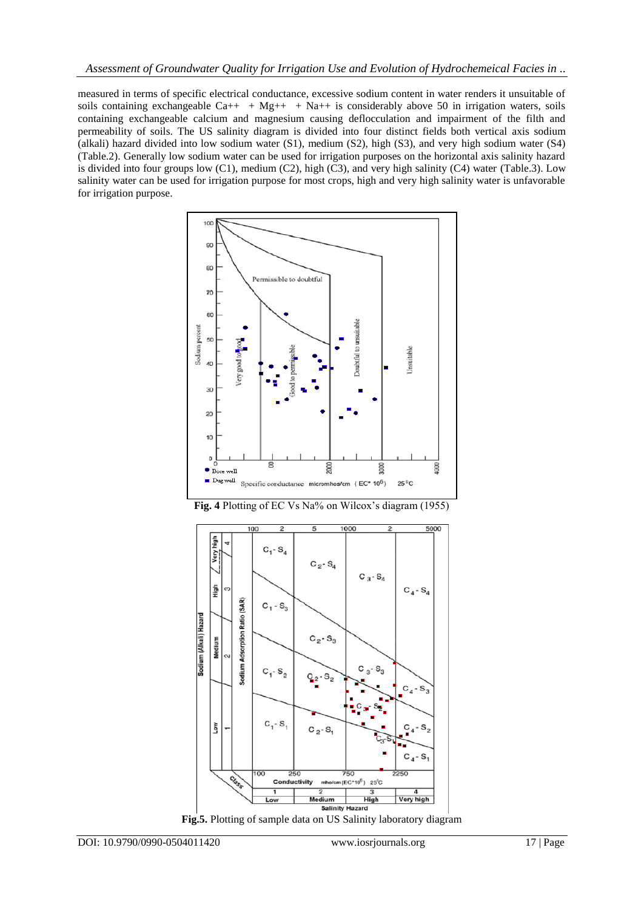measured in terms of specific electrical conductance, excessive sodium content in water renders it unsuitable of soils containing exchangeable $Ca^{++}$ + $Mg^{++}$ + $Na^{++}$ is considerably above 50 in irrigation waters, soils containing exchangeable calcium and magnesium causing deflocculation and impairment of the filth and permeability of soils. The US salinity diagram is divided into four distinct fields both vertical axis sodium (alkali) hazard divided into low sodium water (S1), medium (S2), high (S3), and very high sodium water (S4) (Table.2). Generally low sodium water can be used for irrigation purposes on the horizontal axis salinity hazard is divided into four groups low (C1), medium (C2), high (C3), and very high salinity (C4) water (Table.3). Low salinity water can be used for irrigation purpose for most crops, high and very high salinity water is unfavorable for irrigation purpose.

**Fig. 4** Plotting of EC Vs Na% on Wilcox's diagram (1955)

**Fig.5.** Plotting of sample data on US Salinity laboratory diagram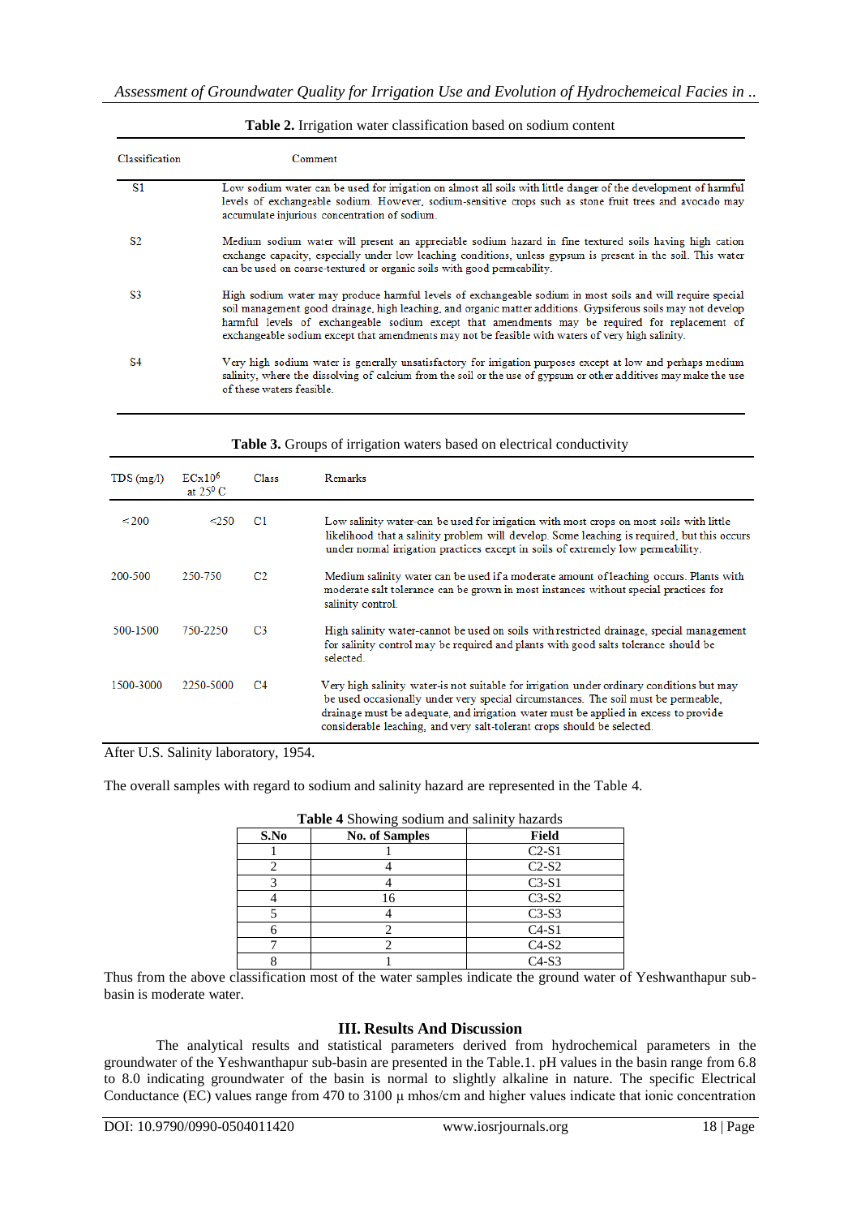**Table 2.** Irrigation water classification based on sodium content

| Classification | Comment |
|---|---|
| S1 | Low sodium water can be used for irrigation on almost all soils with little danger of the development of harmful levels of exchangeable sodium. However, sodium-sensitive crops such as stone fruit trees and avocado may accumulate injurious concentration of sodium. |
| S2 | Medium sodium water will present an appreciable sodium hazard in fine textured soils having high cation exchange capacity, especially under low leaching conditions, unless gypsum is present in the soil. This water can be used on coarse-textured or organic soils with good permeability. |
| S3 | High sodium water may produce harmful levels of exchangeable sodium in most soils and will require special soil management good drainage, high leaching, and organic matter additions. Gypsiferous soils may not develop harmful levels of exchangeable sodium except that amendments may be required for replacement of exchangeable sodium except that amendments may not be feasible with waters of very high salinity. |
| S4 | Very high sodium water is generally unsatisfactory for irrigation purposes except at low and perhaps medium salinity, where the dissolving of calcium from the soil or the use of gypsum or other additives may make the use of these waters feasible. |

**Table 3.** Groups of irrigation waters based on electrical conductivity

| TDS (mg/l) | $ECx10^6$ at $25^0$ C | Class | Remarks |
|---|---|---|---|
| <200 | <250 | C1 | Low salinity water can be used for irrigation with most crops on most soils with little likelihood that a salinity problem will develop. Some leaching is required, but this occurs under normal irrigation practices except in soils of extremely low permeability. |
| 200-500 | 250-750 | C2 | Medium salinity water can be used if a moderate amount of leaching occurs. Plants with moderate salt tolerance can be grown in most instances without special practices for salinity control. |
| 500-1500 | 750-2250 | C3 | High salinity water cannot be used on soils with restricted drainage, special management for salinity control may be required and plants with good salts tolerance should be selected. |
| 1500-3000 | 2250-5000 | C4 | Very high salinity water is not suitable for irrigation under ordinary conditions but may be used occasionally under very special circumstances. The soil must be permeable, drainage must be adequate, and irrigation water must be applied in excess to provide considerable leaching, and very salt-tolerant crops should be selected. |

After U.S. Salinity laboratory, 1954.

The overall samples with regard to sodium and salinity hazard are represented in the Table 4.

**Table 4** Showing sodium and salinity hazards

| S.No | No. of Samples | Field |
|---|---|---|
| 1 | 1 | C2-S1 |
| 2 | 4 | C2-S2 |
| 3 | 4 | C3-S1 |
| 4 | 16 | C3-S2 |
| 5 | 4 | C3-S3 |
| 6 | 2 | C4-S1 |
| 7 | 2 | C4-S2 |
| 8 | 1 | C4-S3 |

Thus from the above classification most of the water samples indicate the ground water of Yeshwanthapur sub-basin is moderate water.

## III. Results And Discussion

The analytical results and statistical parameters derived from hydrochemical parameters in the groundwater of the Yeshwanthapur sub-basin are presented in the Table.1. pH values in the basin range from 6.8 to 8.0 indicating groundwater of the basin is normal to slightly alkaline in nature. The specific Electrical Conductance (EC) values range from 470 to 3100 µ mhos/cm and higher values indicate that ionic concentration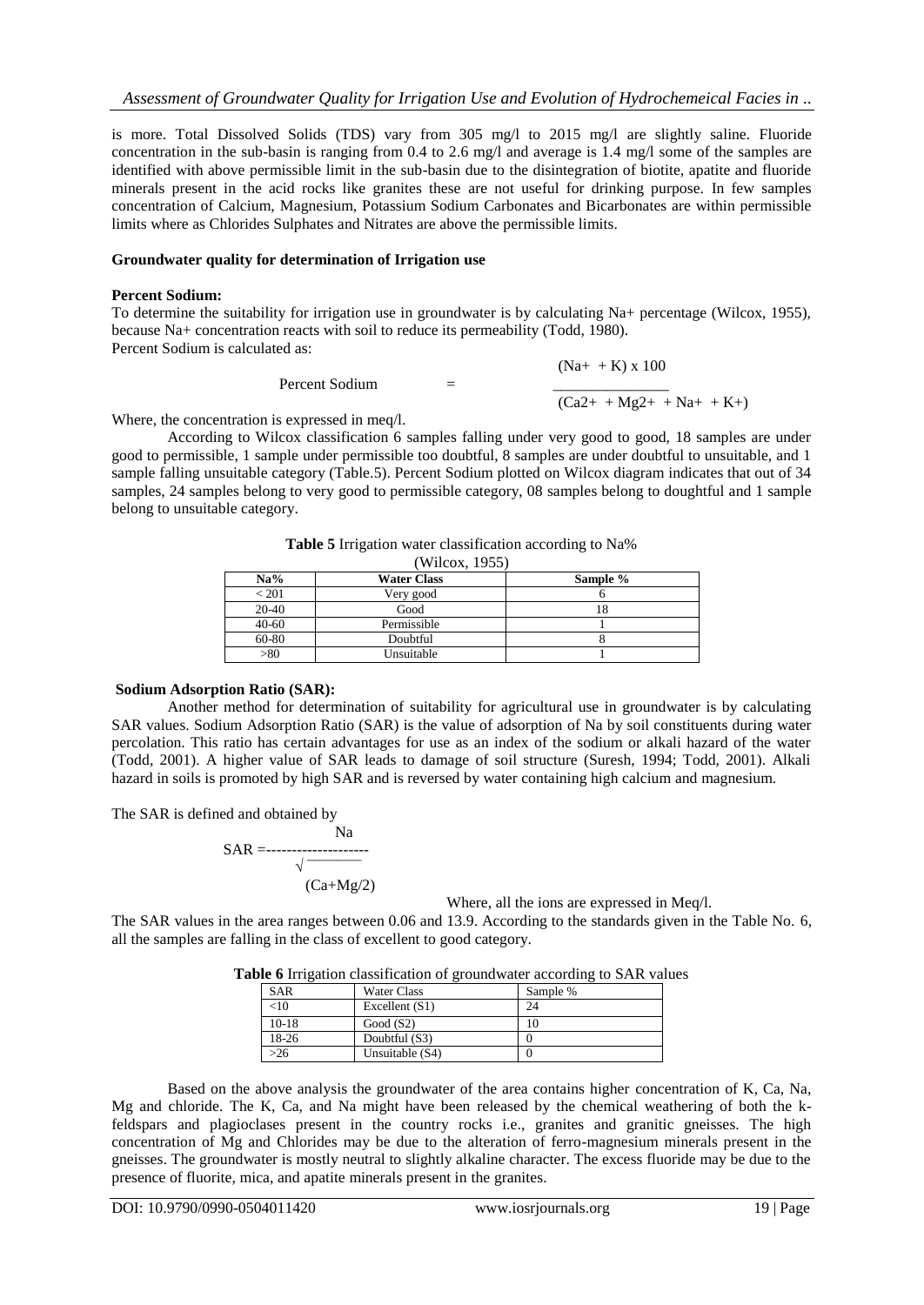is more. Total Dissolved Solids (TDS) vary from 305 mg/l to 2015 mg/l are slightly saline. Fluoride concentration in the sub-basin is ranging from 0.4 to 2.6 mg/l and average is 1.4 mg/l some of the samples are identified with above permissible limit in the sub-basin due to the disintegration of biotite, apatite and fluoride minerals present in the acid rocks like granites these are not useful for drinking purpose. In few samples concentration of Calcium, Magnesium, Potassium Sodium Carbonates and Bicarbonates are within permissible limits where as Chlorides Sulphates and Nitrates are above the permissible limits.

**Groundwater quality for determination of Irrigation use**

**Percent Sodium:**

To determine the suitability for irrigation use in groundwater is by calculating $Na^+$ percentage (Wilcox, 1955), because $Na^+$ concentration reacts with soil to reduce its permeability (Todd, 1980).
Percent Sodium is calculated as:

$$\text{Percent Sodium} = \frac{(Na^+ + K) \times 100}{(Ca^{2+} + Mg^{2+} + Na^+ + K^+)}$$

Where, the concentration is expressed in meq/l.

According to Wilcox classification 6 samples falling under very good to good, 18 samples are under good to permissible, 1 sample under permissible too doubtful, 8 samples are under doubtful to unsuitable, and 1 sample falling unsuitable category (Table.5). Percent Sodium plotted on Wilcox diagram indicates that out of 34 samples, 24 samples belong to very good to permissible category, 08 samples belong to doughtful and 1 sample belong to unsuitable category.

**Table 5** Irrigation water classification according to Na% (Wilcox, 1955)

| Na% | Water Class | Sample % |
|---|---|---|
| < 201 | Very good | 6 |
| 20-40 | Good | 18 |
| 40-60 | Permissible | 1 |
| 60-80 | Doubtful | 8 |
| >80 | Unsuitable | 1 |

**Sodium Adsorption Ratio (SAR):**

Another method for determination of suitability for agricultural use in groundwater is by calculating SAR values. Sodium Adsorption Ratio (SAR) is the value of adsorption of Na by soil constituents during water percolation. This ratio has certain advantages for use as an index of the sodium or alkali hazard of the water (Todd, 2001). A higher value of SAR leads to damage of soil structure (Suresh, 1994; Todd, 2001). Alkali hazard in soils is promoted by high SAR and is reversed by water containing high calcium and magnesium.

The SAR is defined and obtained by

$$SAR = \frac{Na}{\sqrt{(Ca+Mg/2)}}$$

Where, all the ions are expressed in Meq/l.

The SAR values in the area ranges between 0.06 and 13.9. According to the standards given in the Table No. 6, all the samples are falling in the class of excellent to good category.

**Table 6** Irrigation classification of groundwater according to SAR values

| SAR | Water Class | Sample % |
|---|---|---|
| <10 | Excellent (S1) | 24 |
| 10-18 | Good (S2) | 10 |
| 18-26 | Doubtful (S3) | 0 |
| >26 | Unsuitable (S4) | 0 |

Based on the above analysis the groundwater of the area contains higher concentration of K, Ca, Na, Mg and chloride. The K, Ca, and Na might have been released by the chemical weathering of both the k-feldspars and plagioclases present in the country rocks i.e., granites and granitic gneisses. The high concentration of Mg and Chlorides may be due to the alteration of ferro-magnesium minerals present in the gneisses. The groundwater is mostly neutral to slightly alkaline character. The excess fluoride may be due to the presence of fluorite, mica, and apatite minerals present in the granites.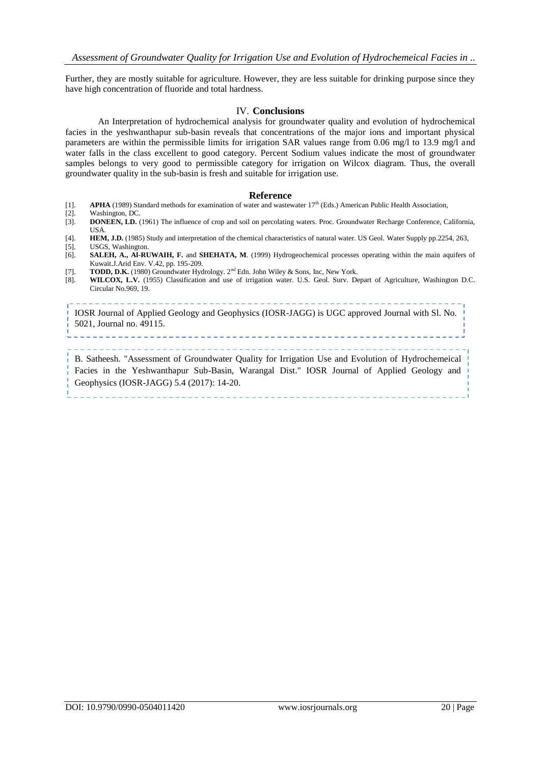Further, they are mostly suitable for agriculture. However, they are less suitable for drinking purpose since they have high concentration of fluoride and total hardness.

## IV. Conclusions

An Interpretation of hydrochemical analysis for groundwater quality and evolution of hydrochemical facies in the yeshwanthapur sub-basin reveals that concentrations of the major ions and important physical parameters are within the permissible limits for irrigation SAR values range from 0.06 mg/l to 13.9 mg/l and water falls in the class excellent to good category. Percent Sodium values indicate the most of groundwater samples belongs to very good to permissible category for irrigation on Wilcox diagram. Thus, the overall groundwater quality in the sub-basin is fresh and suitable for irrigation use.

## Reference

[1]. **APHA** (1989) Standard methods for examination of water and wastewater 17th (Eds.) American Public Health Association,
[2]. Washington, DC.
[3]. **DONEEN, LD.** (1961) The influence of crop and soil on percolating waters. Proc. Groundwater Recharge Conference, California, USA.
[4]. **HEM, J.D.** (1985) Study and interpretation of the chemical characteristics of natural water. US Geol. Water Supply pp.2254, 263,
[5]. USGS, Washington.
[6]. **SALEH, A., Al-RUWAIH, F.** and **SHEHATA, M**. (1999) Hydrogeochemical processes operating within the main aquifers of Kuwait.J.Arid Env. V.42, pp. 195-209.
[7]. **TODD, D.K.** (1980) Groundwater Hydrology. 2nd Edn. John Wiley & Sons, Inc, New York.
[8]. **WILCOX, L.V.** (1955) Classification and use of irrigation water. U.S. Geol. Surv. Depart of Agriculture, Washington D.C. Circular No.969, 19.

IOSR Journal of Applied Geology and Geophysics (IOSR-JAGG) is UGC approved Journal with Sl. No. 5021, Journal no. 49115.

B. Satheesh. "Assessment of Groundwater Quality for Irrigation Use and Evolution of Hydrochemeical Facies in the Yeshwanthapur Sub-Basin, Warangal Dist." IOSR Journal of Applied Geology and Geophysics (IOSR-JAGG) 5.4 (2017): 14-20.